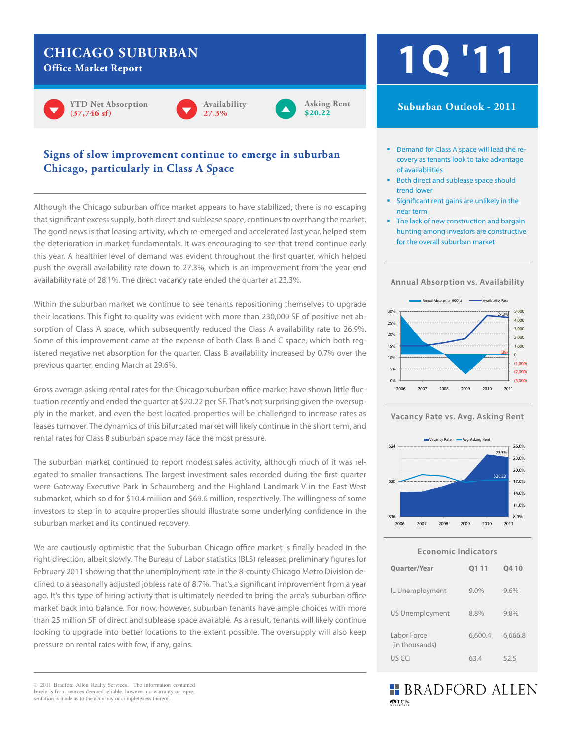# CHICAGO SUBURBAN

## Office Market Report

# 1Q '11

YTD Net Absorption **(37,746 sf)**

Availability **27.3%**

Asking Rent **$20.22**

## Signs of slow improvement continue to emerge in suburban Chicago, particularly in Class A Space

Although the Chicago suburban office market appears to have stabilized, there is no escaping that significant excess supply, both direct and sublease space, continues to overhang the market. The good news is that leasing activity, which re-emerged and accelerated last year, helped stem the deterioration in market fundamentals. It was encouraging to see that trend continue early this year. A healthier level of demand was evident throughout the first quarter, which helped push the overall availability rate down to 27.3%, which is an improvement from the year-end availability rate of 28.1%. The direct vacancy rate ended the quarter at 23.3%.

Within the suburban market we continue to see tenants repositioning themselves to upgrade their locations. This flight to quality was evident with more than 230,000 SF of positive net absorption of Class A space, which subsequently reduced the Class A availability rate to 26.9%. Some of this improvement came at the expense of both Class B and C space, which both registered negative net absorption for the quarter. Class B availability increased by 0.7% over the previous quarter, ending March at 29.6%.

Gross average asking rental rates for the Chicago suburban office market have shown little fluctuation recently and ended the quarter at $20.22 per SF. That's not surprising given the oversupply in the market, and even the best located properties will be challenged to increase rates as leases turnover. The dynamics of this bifurcated market will likely continue in the short term, and rental rates for Class B suburban space may face the most pressure.

The suburban market continued to report modest sales activity, although much of it was relegated to smaller transactions. The largest investment sales recorded during the first quarter were Gateway Executive Park in Schaumberg and the Highland Landmark V in the East-West submarket, which sold for $10.4 million and $69.6 million, respectively. The willingness of some investors to step in to acquire properties should illustrate some underlying confidence in the suburban market and its continued recovery.

We are cautiously optimistic that the Suburban Chicago office market is finally headed in the right direction, albeit slowly. The Bureau of Labor statistics (BLS) released preliminary figures for February 2011 showing that the unemployment rate in the 8-county Chicago Metro Division declined to a seasonally adjusted jobless rate of 8.7%. That's a significant improvement from a year ago. It's this type of hiring activity that is ultimately needed to bring the area's suburban office market back into balance. For now, however, suburban tenants have ample choices with more than 25 million SF of direct and sublease space available. As a result, tenants will likely continue looking to upgrade into better locations to the extent possible. The oversupply will also keep pressure on rental rates with few, if any, gains.

## Suburban Outlook - 2011

- Demand for Class A space will lead the recovery as tenants look to take advantage of availabilities
- Both direct and sublease space should trend lower
- Significant rent gains are unlikely in the near term
- The lack of new construction and bargain hunting among investors are constructive for the overall suburban market

### Annual Absorption vs. Availability

### Vacancy Rate vs. Avg. Asking Rent

### Economic Indicators

| Quarter/Year | Q1 11 | Q4 10 |
|---|---|---|
| IL Unemployment | 9.0% | 9.6% |
| US Unemployment | 8.8% | 9.8% |
| Labor Force (in thousands) | 6,600.4 | 6,666.8 |
| US CCI | 63.4 | 52.5 |

© 2011 Bradford Allen Realty Services. The information contained herein is from sources deemed reliable, however no warranty or representation is made as to the accuracy or completeness thereof.

BRADFORD ALLEN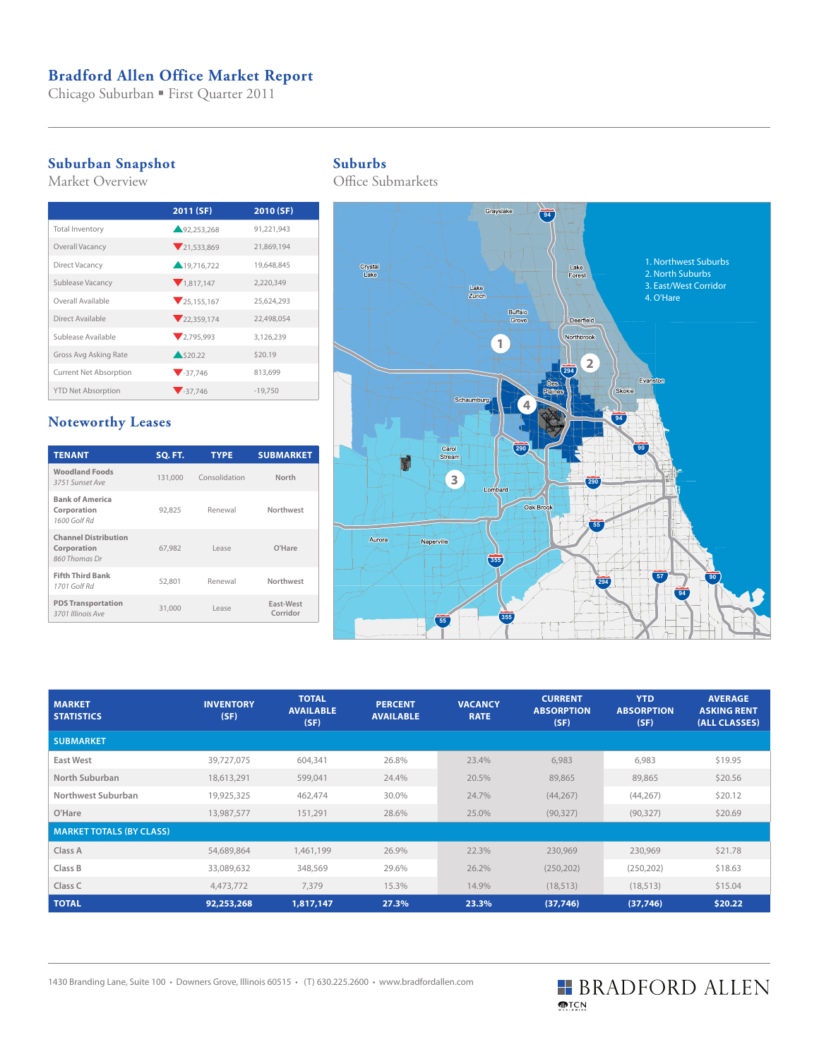# Bradford Allen Office Market Report

Chicago Suburban ▪ First Quarter 2011

## Suburban Snapshot

Market Overview

| | 2011 (SF) | 2010 (SF) |
|---|---|---|
| Total Inventory | ▲92,253,268 | 91,221,943 |
| Overall Vacancy | ▼21,533,869 | 21,869,194 |
| Direct Vacancy | ▲19,716,722 | 19,648,845 |
| Sublease Vacancy | ▼1,817,147 | 2,220,349 |
| Overall Available | ▼25,155,167 | 25,624,293 |
| Direct Available | ▼22,359,174 | 22,498,054 |
| Sublease Available | ▼2,795,993 | 3,126,239 |
| Gross Avg Asking Rate | ▲$20.22 | $20.19 |
| Current Net Absorption | ▼-37,746 | 813,699 |
| YTD Net Absorption | ▼-37,746 | -19,750 |

## Noteworthy Leases

| TENANT | SQ. FT. | TYPE | SUBMARKET |
|---|---|---|---|
| **Woodland Foods** *3751 Sunset Ave* | 131,000 | Consolidation | North |
| **Bank of America Corporation** *1600 Golf Rd* | 92,825 | Renewal | Northwest |
| **Channel Distribution Corporation** *860 Thomas Dr* | 67,982 | Lease | O'Hare |
| **Fifth Third Bank** *1701 Golf Rd* | 52,801 | Renewal | Northwest |
| **PDS Transportation** *3701 Illinois Ave* | 31,000 | Lease | East-West Corridor |

## Suburbs

Office Submarkets

1. Northwest Suburbs
2. North Suburbs
3. East/West Corridor
4. O'Hare

| MARKET STATISTICS | INVENTORY (SF) | TOTAL AVAILABLE (SF) | PERCENT AVAILABLE | VACANCY RATE | CURRENT ABSORPTION (SF) | YTD ABSORPTION (SF) | AVERAGE ASKING RENT (ALL CLASSES) |
|---|---|---|---|---|---|---|---|
| **SUBMARKET** | | | | | | | |
| East West | 39,727,075 | 604,341 | 26.8% | 23.4% | 6,983 | 6,983 | $19.95 |
| North Suburban | 18,613,291 | 599,041 | 24.4% | 20.5% | 89,865 | 89,865 | $20.56 |
| Northwest Suburban | 19,925,325 | 462,474 | 30.0% | 24.7% | (44,267) | (44,267) | $20.12 |
| O'Hare | 13,987,577 | 151,291 | 28.6% | 25.0% | (90,327) | (90,327) | $20.69 |
| **MARKET TOTALS (BY CLASS)** | | | | | | | |
| Class A | 54,689,864 | 1,461,199 | 26.9% | 22.3% | 230,969 | 230,969 | $21.78 |
| Class B | 33,089,632 | 348,569 | 29.6% | 26.2% | (250,202) | (250,202) | $18.63 |
| Class C | 4,473,772 | 7,379 | 15.3% | 14.9% | (18,513) | (18,513) | $15.04 |
| **TOTAL** | **92,253,268** | **1,817,147** | **27.3%** | **23.3%** | **(37,746)** | **(37,746)** | **$20.22** |

1430 Branding Lane, Suite 100 • Downers Grove, Illinois 60515 • (T) 630.225.2600 • www.bradfordallen.com

BRADFORD ALLEN